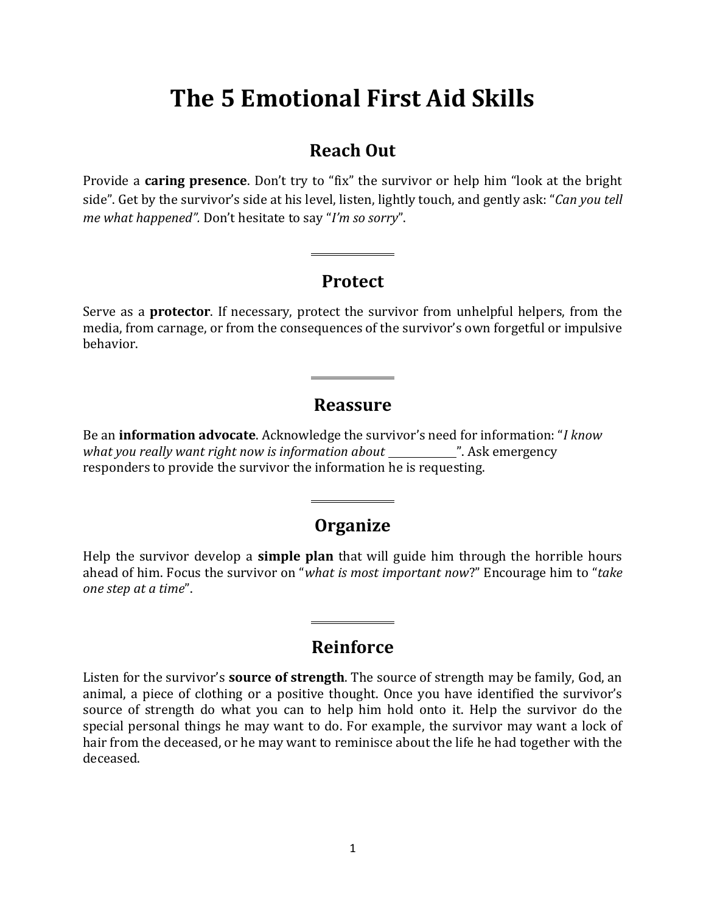# The 5 Emotional First Aid Skills

## Reach Out

Provide a **caring presence**. Don't try to "fix" the survivor or help him "look at the bright side". Get by the survivor's side at his level, listen, lightly touch, and gently ask: "*Can you tell me what happened".* Don't hesitate to say "*I'm so sorry*".

---

## Protect

Serve as a **protector**. If necessary, protect the survivor from unhelpful helpers, from the media, from carnage, or from the consequences of the survivor's own forgetful or impulsive behavior.

---

## Reassure

Be an **information advocate**. Acknowledge the survivor's need for information: "*I know what you really want right now is information about* ____________". Ask emergency responders to provide the survivor the information he is requesting.

---

## Organize

Help the survivor develop a **simple plan** that will guide him through the horrible hours ahead of him. Focus the survivor on "*what is most important now*?" Encourage him to "*take one step at a time*".

---

## Reinforce

Listen for the survivor's **source of strength**. The source of strength may be family, God, an animal, a piece of clothing or a positive thought. Once you have identified the survivor's source of strength do what you can to help him hold onto it. Help the survivor do the special personal things he may want to do. For example, the survivor may want a lock of hair from the deceased, or he may want to reminisce about the life he had together with the deceased.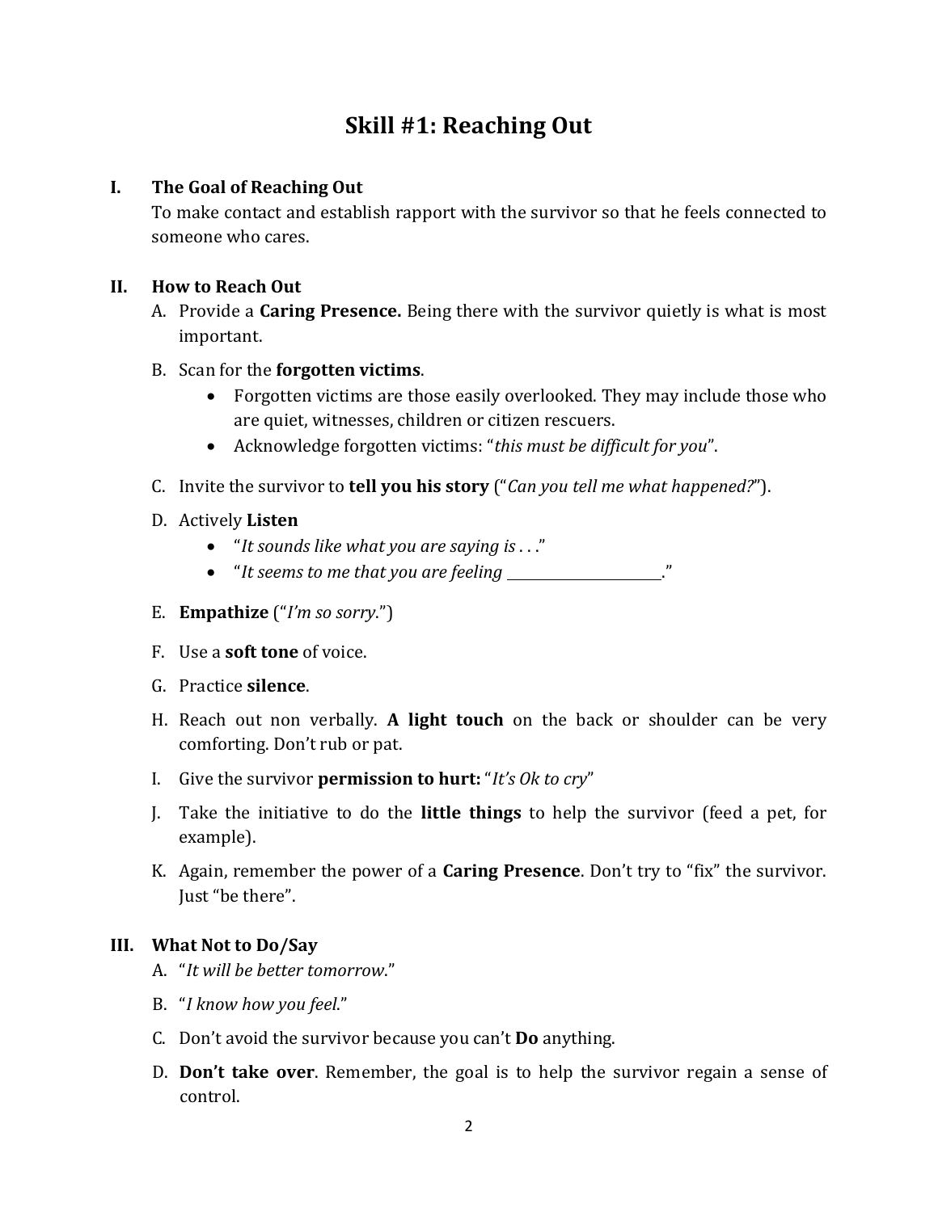# Skill #1: Reaching Out

## I. The Goal of Reaching Out

To make contact and establish rapport with the survivor so that he feels connected to someone who cares.

## II. How to Reach Out

A. Provide a **Caring Presence.** Being there with the survivor quietly is what is most important.

B. Scan for the **forgotten victims**.
   - Forgotten victims are those easily overlooked. They may include those who are quiet, witnesses, children or citizen rescuers.
   - Acknowledge forgotten victims: "*this must be difficult for you*".

C. Invite the survivor to **tell you his story** ("*Can you tell me what happened?*").

D. Actively **Listen**
   - "*It sounds like what you are saying is . . .*"
   - "*It seems to me that you are feeling* ______________________."

E. **Empathize** ("*I'm so sorry*.")

F. Use a **soft tone** of voice.

G. Practice **silence**.

H. Reach out non verbally. **A light touch** on the back or shoulder can be very comforting. Don't rub or pat.

I. Give the survivor **permission to hurt:** "*It's Ok to cry*"

J. Take the initiative to do the **little things** to help the survivor (feed a pet, for example).

K. Again, remember the power of a **Caring Presence**. Don't try to "fix" the survivor. Just "be there".

## III. What Not to Do/Say

A. "*It will be better tomorrow*."

B. "*I know how you feel*."

C. Don't avoid the survivor because you can't **Do** anything.

D. **Don't take over**. Remember, the goal is to help the survivor regain a sense of control.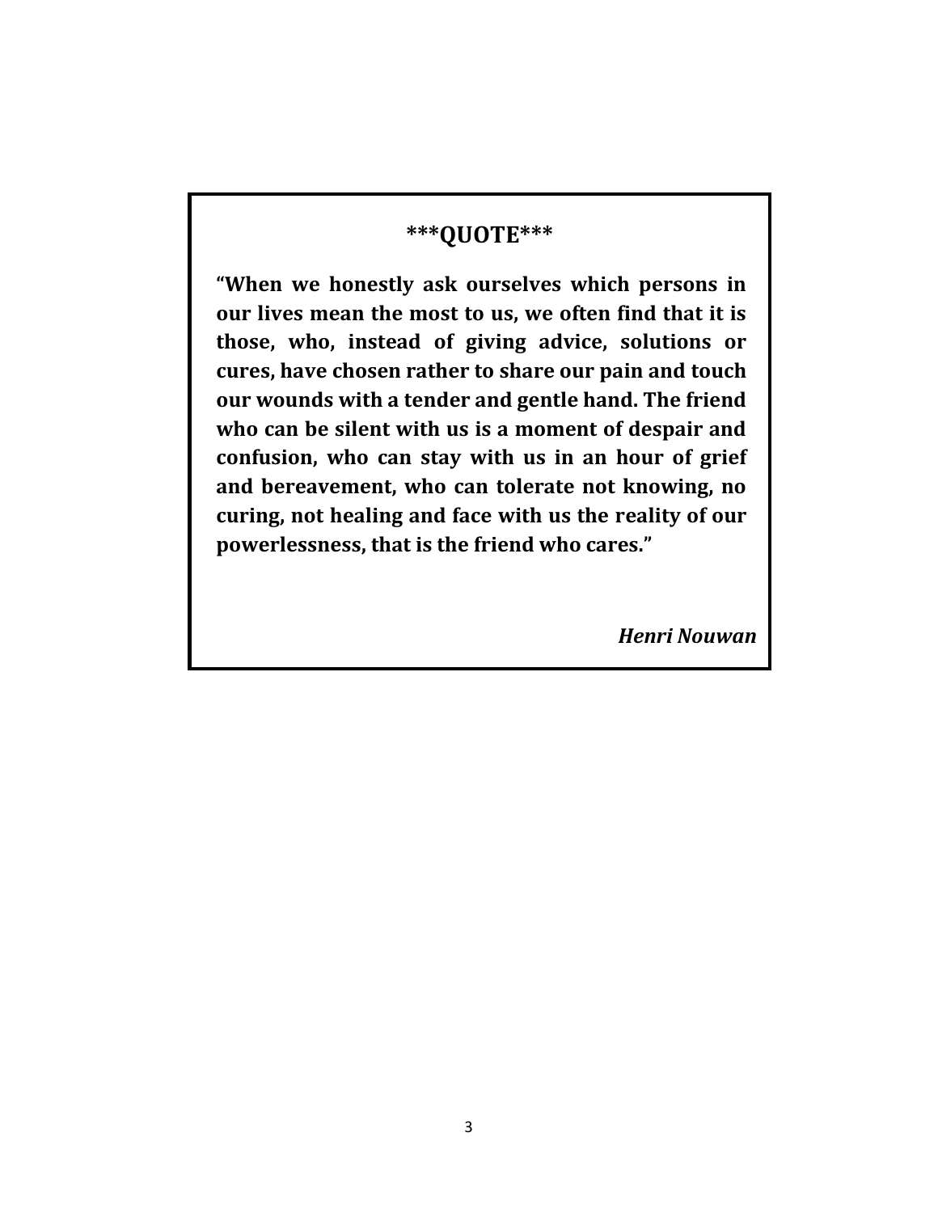**\*\*\*QUOTE\*\*\***

**"When we honestly ask ourselves which persons in our lives mean the most to us, we often find that it is those, who, instead of giving advice, solutions or cures, have chosen rather to share our pain and touch our wounds with a tender and gentle hand. The friend who can be silent with us is a moment of despair and confusion, who can stay with us in an hour of grief and bereavement, who can tolerate not knowing, no curing, not healing and face with us the reality of our powerlessness, that is the friend who cares."**

***Henri Nouwan***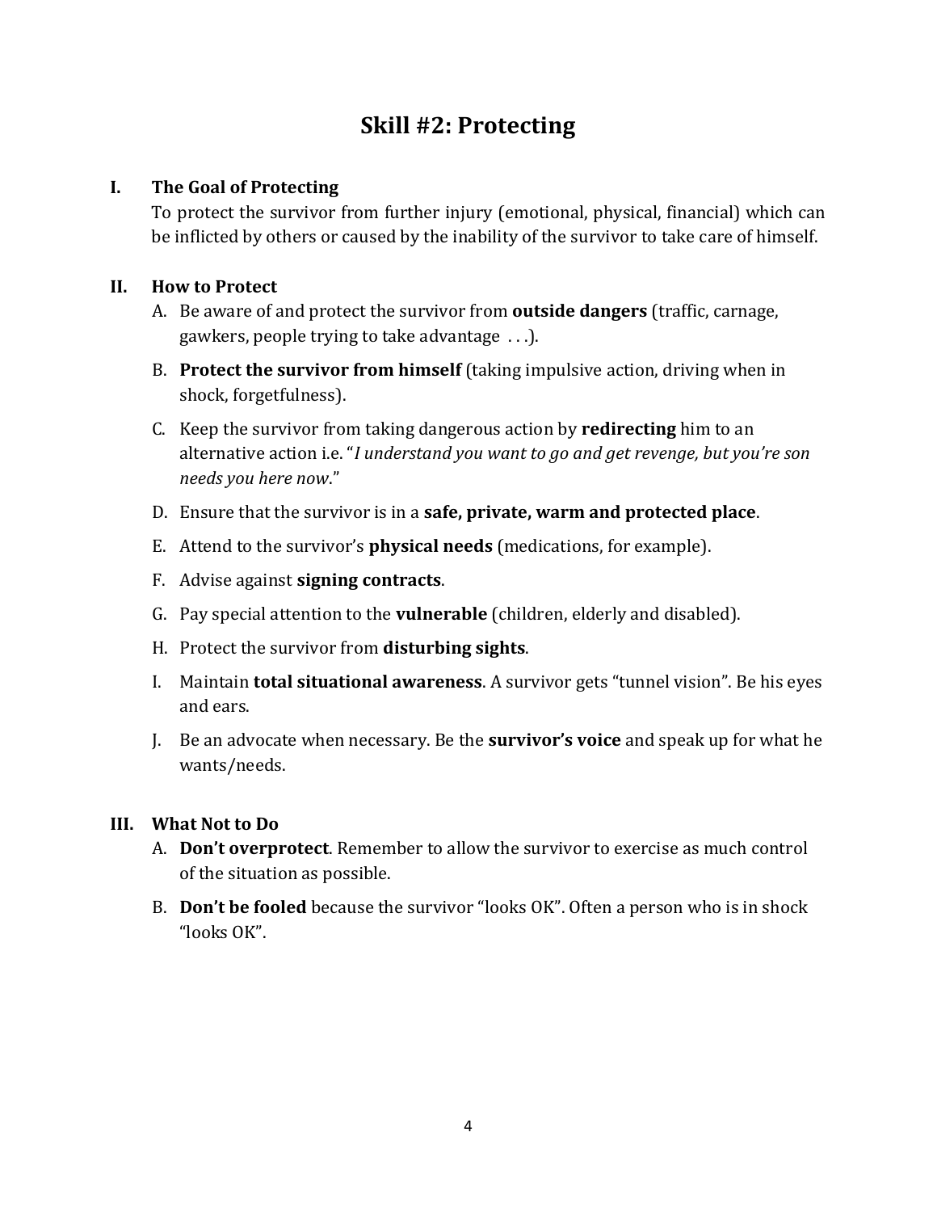# Skill #2: Protecting

## I. The Goal of Protecting

To protect the survivor from further injury (emotional, physical, financial) which can be inflicted by others or caused by the inability of the survivor to take care of himself.

## II. How to Protect

A. Be aware of and protect the survivor from **outside dangers** (traffic, carnage, gawkers, people trying to take advantage . . .).

B. **Protect the survivor from himself** (taking impulsive action, driving when in shock, forgetfulness).

C. Keep the survivor from taking dangerous action by **redirecting** him to an alternative action i.e. "*I understand you want to go and get revenge, but you're son needs you here now*."

D. Ensure that the survivor is in a **safe, private, warm and protected place**.

E. Attend to the survivor's **physical needs** (medications, for example).

F. Advise against **signing contracts**.

G. Pay special attention to the **vulnerable** (children, elderly and disabled).

H. Protect the survivor from **disturbing sights**.

I. Maintain **total situational awareness**. A survivor gets "tunnel vision". Be his eyes and ears.

J. Be an advocate when necessary. Be the **survivor's voice** and speak up for what he wants/needs.

## III. What Not to Do

A. **Don't overprotect**. Remember to allow the survivor to exercise as much control of the situation as possible.

B. **Don't be fooled** because the survivor "looks OK". Often a person who is in shock "looks OK".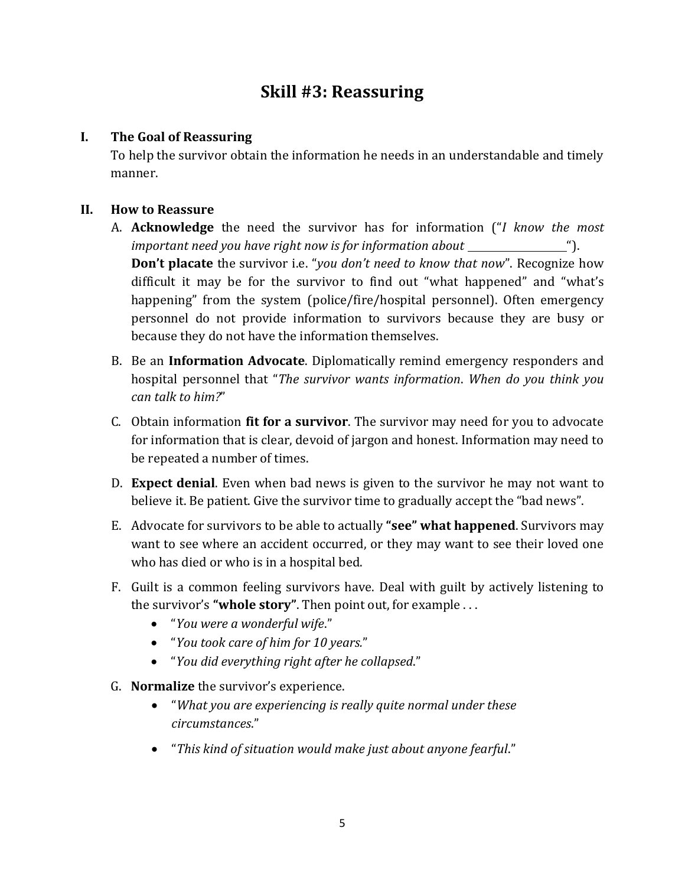# Skill #3: Reassuring

**I. The Goal of Reassuring**

To help the survivor obtain the information he needs in an understandable and timely manner.

**II. How to Reassure**

A. **Acknowledge** the need the survivor has for information ("*I know the most important need you have right now is for information about* ___________").
**Don't placate** the survivor i.e. "*you don't need to know that now*". Recognize how difficult it may be for the survivor to find out "what happened" and "what's happening" from the system (police/fire/hospital personnel). Often emergency personnel do not provide information to survivors because they are busy or because they do not have the information themselves.

B. Be an **Information Advocate**. Diplomatically remind emergency responders and hospital personnel that "*The survivor wants information. When do you think you can talk to him?*"

C. Obtain information **fit for a survivor**. The survivor may need for you to advocate for information that is clear, devoid of jargon and honest. Information may need to be repeated a number of times.

D. **Expect denial**. Even when bad news is given to the survivor he may not want to believe it. Be patient. Give the survivor time to gradually accept the "bad news".

E. Advocate for survivors to be able to actually **"see" what happened**. Survivors may want to see where an accident occurred, or they may want to see their loved one who has died or who is in a hospital bed.

F. Guilt is a common feeling survivors have. Deal with guilt by actively listening to the survivor's **"whole story"**. Then point out, for example . . .

- "*You were a wonderful wife*."
- "*You took care of him for 10 years*."
- "*You did everything right after he collapsed*."

G. **Normalize** the survivor's experience.

- "*What you are experiencing is really quite normal under these circumstances*."
- "*This kind of situation would make just about anyone fearful*."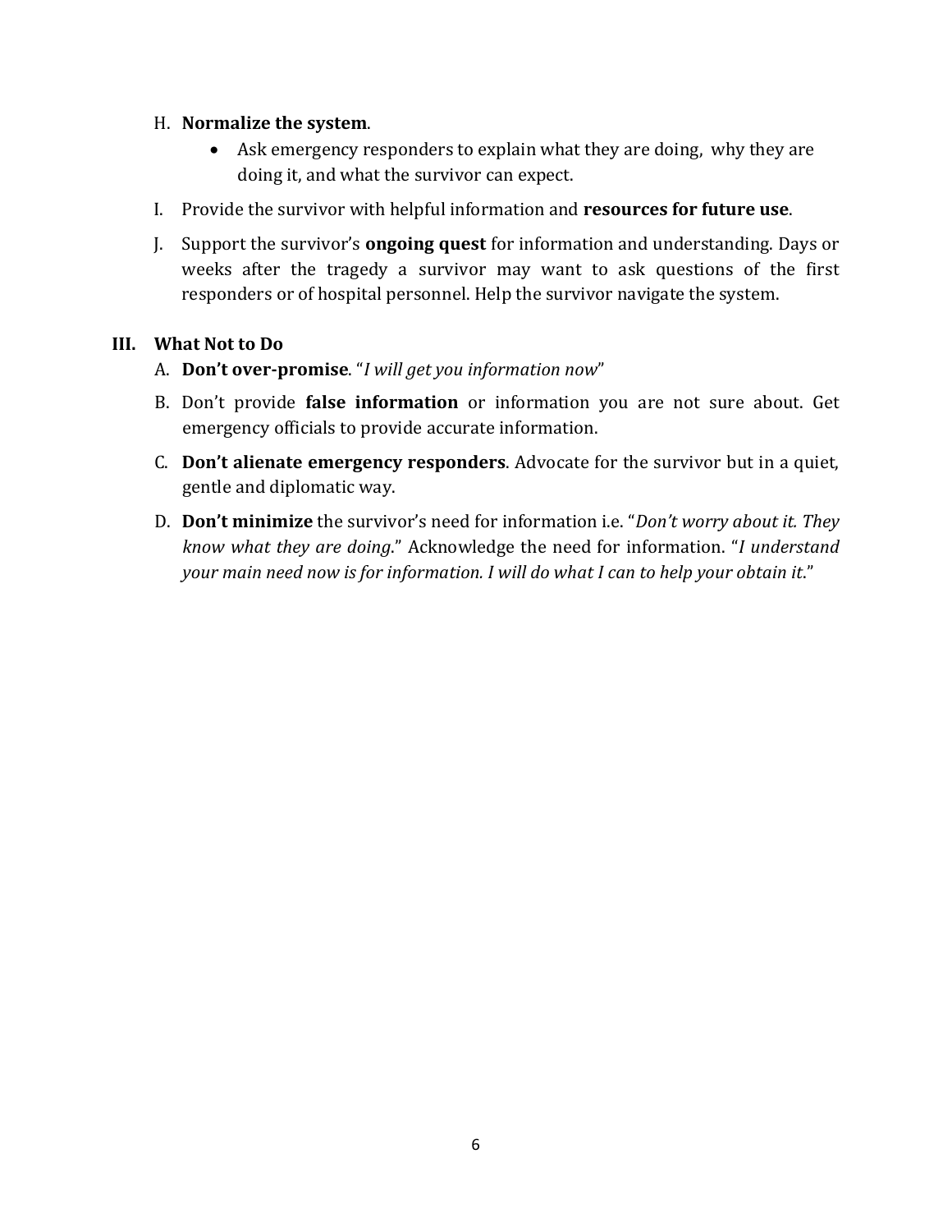H. **Normalize the system**.
   - Ask emergency responders to explain what they are doing, why they are doing it, and what the survivor can expect.

I. Provide the survivor with helpful information and **resources for future use**.

J. Support the survivor's **ongoing quest** for information and understanding. Days or weeks after the tragedy a survivor may want to ask questions of the first responders or of hospital personnel. Help the survivor navigate the system.

## III. What Not to Do

A. **Don't over-promise**. "*I will get you information now*"

B. Don't provide **false information** or information you are not sure about. Get emergency officials to provide accurate information.

C. **Don't alienate emergency responders**. Advocate for the survivor but in a quiet, gentle and diplomatic way.

D. **Don't minimize** the survivor's need for information i.e. "*Don't worry about it. They know what they are doing*." Acknowledge the need for information. "*I understand your main need now is for information. I will do what I can to help your obtain it*."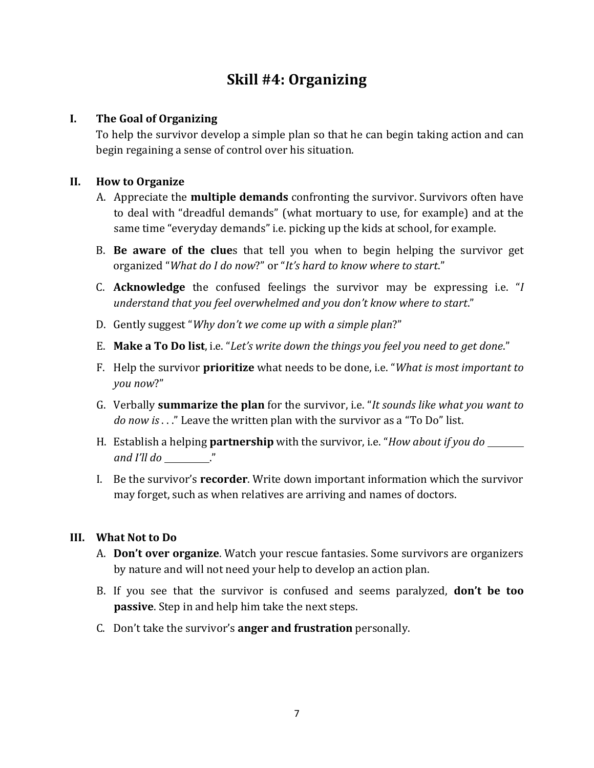# Skill #4: Organizing

## I. The Goal of Organizing

To help the survivor develop a simple plan so that he can begin taking action and can begin regaining a sense of control over his situation.

## II. How to Organize

A. Appreciate the **multiple demands** confronting the survivor. Survivors often have to deal with "dreadful demands" (what mortuary to use, for example) and at the same time "everyday demands" i.e. picking up the kids at school, for example.

B. **Be aware of the clue**s that tell you when to begin helping the survivor get organized "*What do I do now*?" or "*It's hard to know where to start*."

C. **Acknowledge** the confused feelings the survivor may be expressing i.e. "*I understand that you feel overwhelmed and you don't know where to start*."

D. Gently suggest "*Why don't we come up with a simple plan*?"

E. **Make a To Do list**, i.e. "*Let's write down the things you feel you need to get done*."

F. Help the survivor **prioritize** what needs to be done, i.e. "*What is most important to you now*?"

G. Verbally **summarize the plan** for the survivor, i.e. "*It sounds like what you want to do now is . . .*" Leave the written plan with the survivor as a "To Do" list.

H. Establish a helping **partnership** with the survivor, i.e. "*How about if you do ________ and I'll do __________*."

I. Be the survivor's **recorder**. Write down important information which the survivor may forget, such as when relatives are arriving and names of doctors.

## III. What Not to Do

A. **Don't over organize**. Watch your rescue fantasies. Some survivors are organizers by nature and will not need your help to develop an action plan.

B. If you see that the survivor is confused and seems paralyzed, **don't be too passive**. Step in and help him take the next steps.

C. Don't take the survivor's **anger and frustration** personally.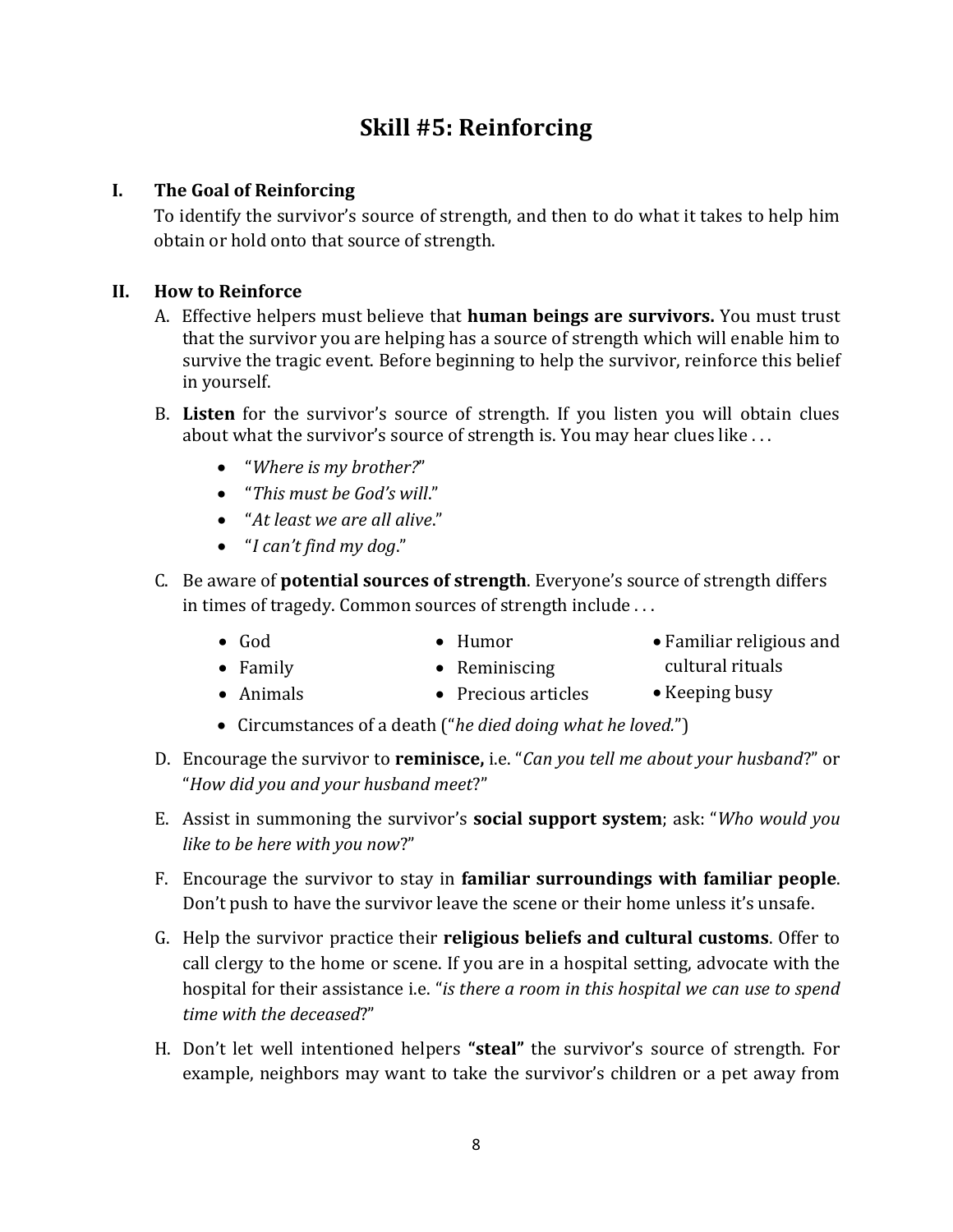# Skill #5: Reinforcing

## I. The Goal of Reinforcing

To identify the survivor's source of strength, and then to do what it takes to help him obtain or hold onto that source of strength.

## II. How to Reinforce

A. Effective helpers must believe that **human beings are survivors.** You must trust that the survivor you are helping has a source of strength which will enable him to survive the tragic event. Before beginning to help the survivor, reinforce this belief in yourself.

B. **Listen** for the survivor's source of strength. If you listen you will obtain clues about what the survivor's source of strength is. You may hear clues like . . .

- "*Where is my brother?*"
- "*This must be God's will*."
- "*At least we are all alive*."
- "*I can't find my dog*."

C. Be aware of **potential sources of strength**. Everyone's source of strength differs in times of tragedy. Common sources of strength include . . .

- God
- Family
- Animals
- Humor
- Reminiscing
- Precious articles
- Familiar religious and cultural rituals
- Keeping busy
- Circumstances of a death ("*he died doing what he loved.*")

D. Encourage the survivor to **reminisce,** i.e. "*Can you tell me about your husband*?" or "*How did you and your husband meet*?"

E. Assist in summoning the survivor's **social support system**; ask: "*Who would you like to be here with you now*?"

F. Encourage the survivor to stay in **familiar surroundings with familiar people**. Don't push to have the survivor leave the scene or their home unless it's unsafe.

G. Help the survivor practice their **religious beliefs and cultural customs**. Offer to call clergy to the home or scene. If you are in a hospital setting, advocate with the hospital for their assistance i.e. "*is there a room in this hospital we can use to spend time with the deceased*?"

H. Don't let well intentioned helpers **"steal"** the survivor's source of strength. For example, neighbors may want to take the survivor's children or a pet away from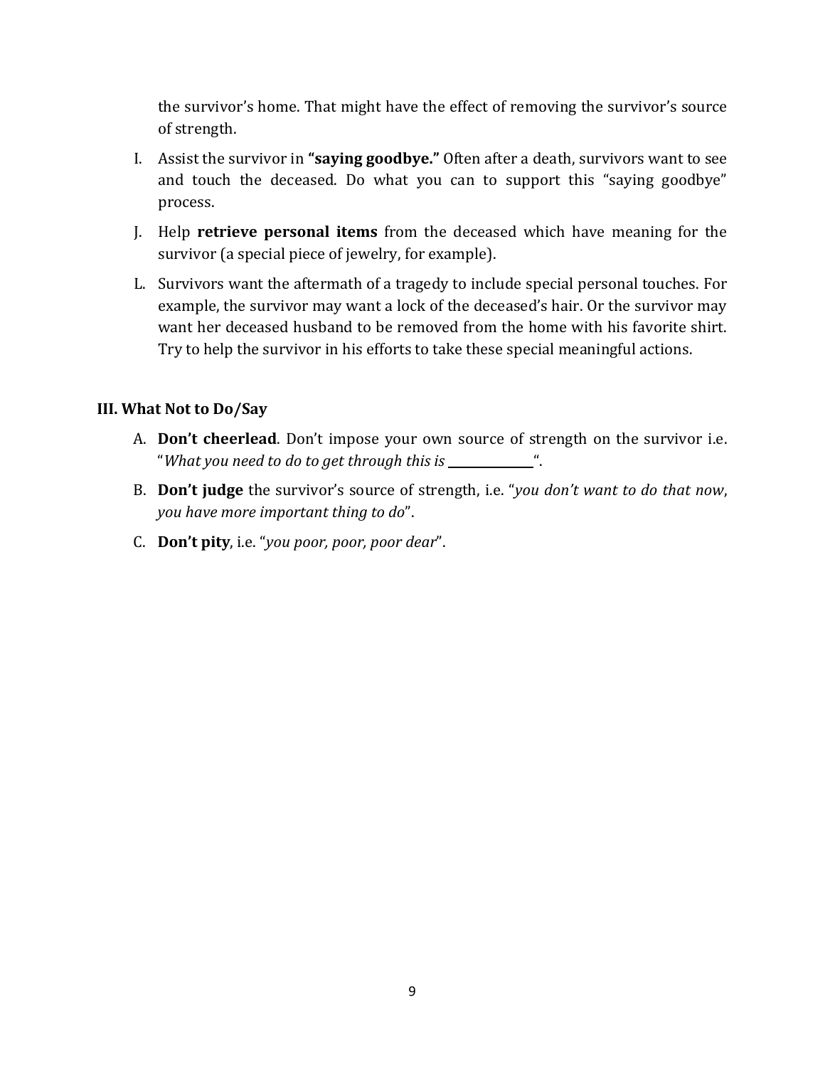the survivor's home. That might have the effect of removing the survivor's source of strength.

I. Assist the survivor in **"saying goodbye."** Often after a death, survivors want to see and touch the deceased. Do what you can to support this "saying goodbye" process.

J. Help **retrieve personal items** from the deceased which have meaning for the survivor (a special piece of jewelry, for example).

L. Survivors want the aftermath of a tragedy to include special personal touches. For example, the survivor may want a lock of the deceased's hair. Or the survivor may want her deceased husband to be removed from the home with his favorite shirt. Try to help the survivor in his efforts to take these special meaningful actions.

### III. What Not to Do/Say

A. **Don't cheerlead**. Don't impose your own source of strength on the survivor i.e. "*What you need to do to get through this is* \_\_\_\_\_\_\_\_\_\_\_\_\_\_".

B. **Don't judge** the survivor's source of strength, i.e. "*you don't want to do that now, you have more important thing to do*".

C. **Don't pity**, i.e. "*you poor, poor, poor dear*".